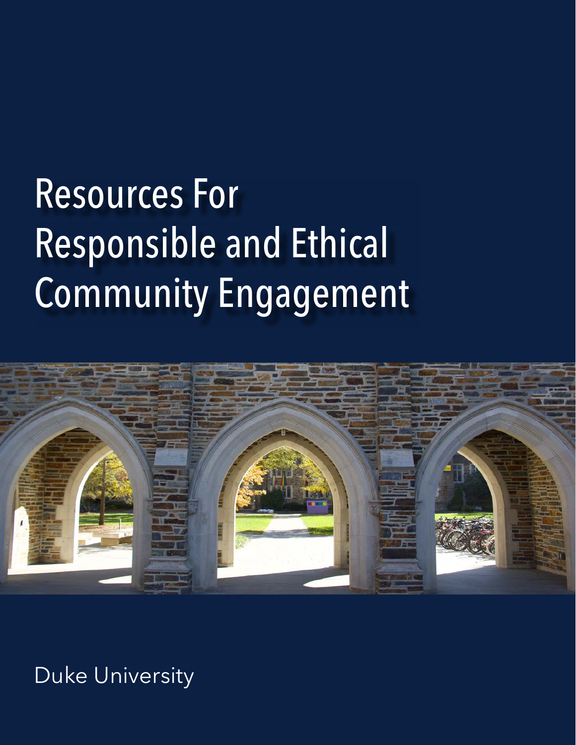# Resources For Responsible and Ethical Community Engagement

Duke University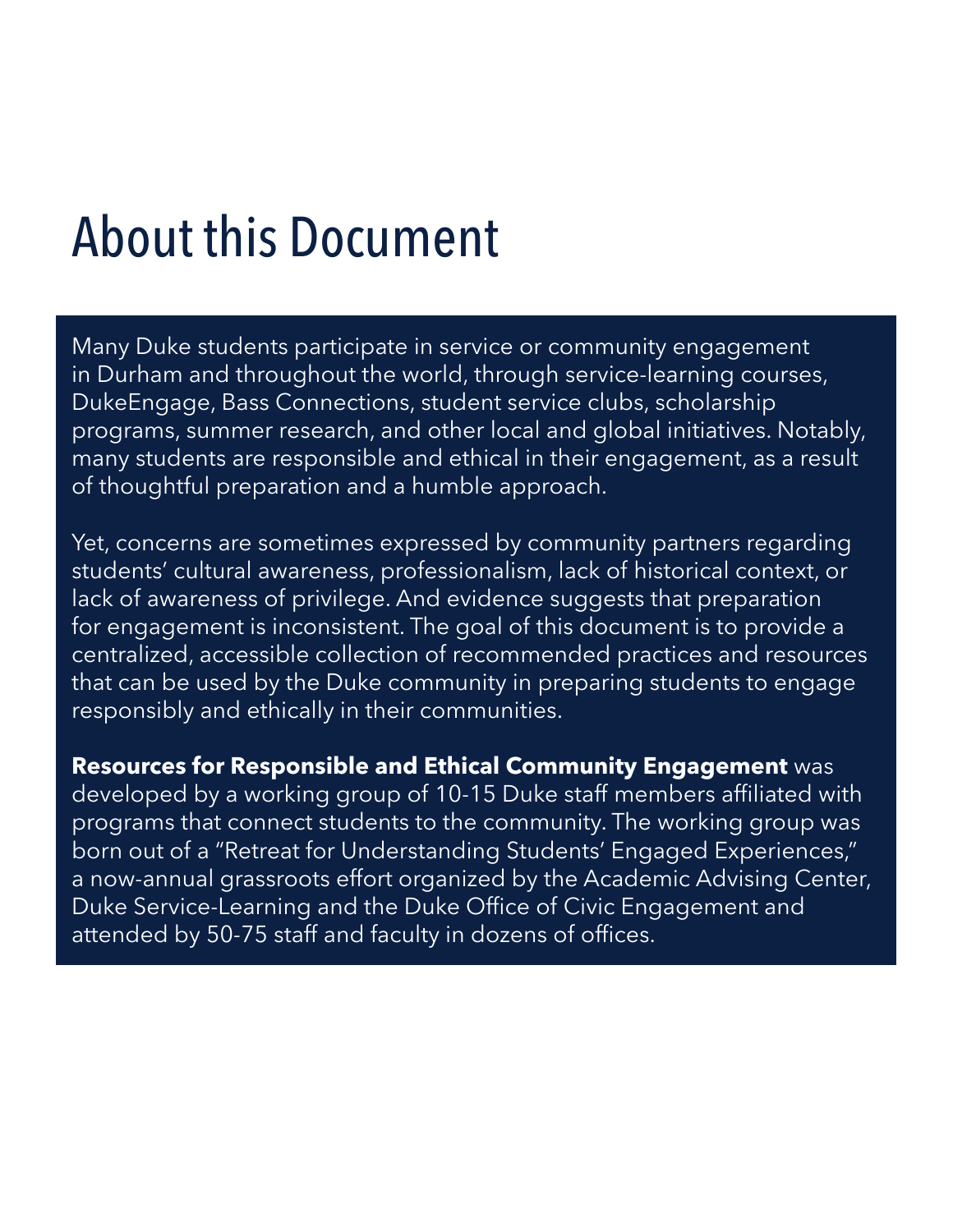# About this Document

Many Duke students participate in service or community engagement in Durham and throughout the world, through service-learning courses, DukeEngage, Bass Connections, student service clubs, scholarship programs, summer research, and other local and global initiatives. Notably, many students are responsible and ethical in their engagement, as a result of thoughtful preparation and a humble approach.

Yet, concerns are sometimes expressed by community partners regarding students' cultural awareness, professionalism, lack of historical context, or lack of awareness of privilege. And evidence suggests that preparation for engagement is inconsistent. The goal of this document is to provide a centralized, accessible collection of recommended practices and resources that can be used by the Duke community in preparing students to engage responsibly and ethically in their communities.

**Resources for Responsible and Ethical Community Engagement** was developed by a working group of 10-15 Duke staff members affiliated with programs that connect students to the community. The working group was born out of a "Retreat for Understanding Students' Engaged Experiences," a now-annual grassroots effort organized by the Academic Advising Center, Duke Service-Learning and the Duke Office of Civic Engagement and attended by 50-75 staff and faculty in dozens of offices.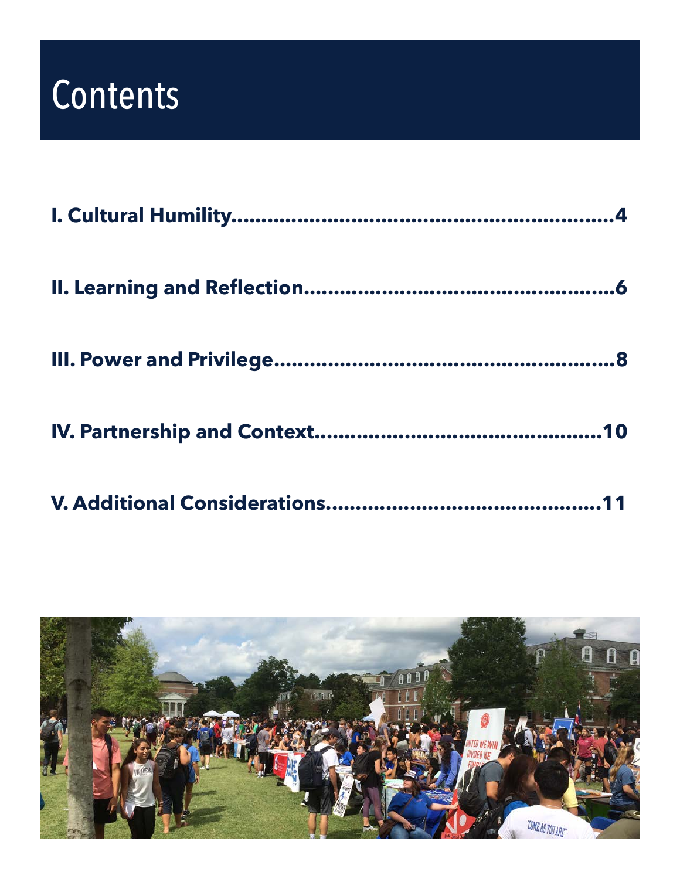# Contents

**I. Cultural Humility............................................................4**

**II. Learning and Reflection..................................................6**

**III. Power and Privilege......................................................8**

**IV. Partnership and Context..............................................10**

**V. Additional Considerations............................................11**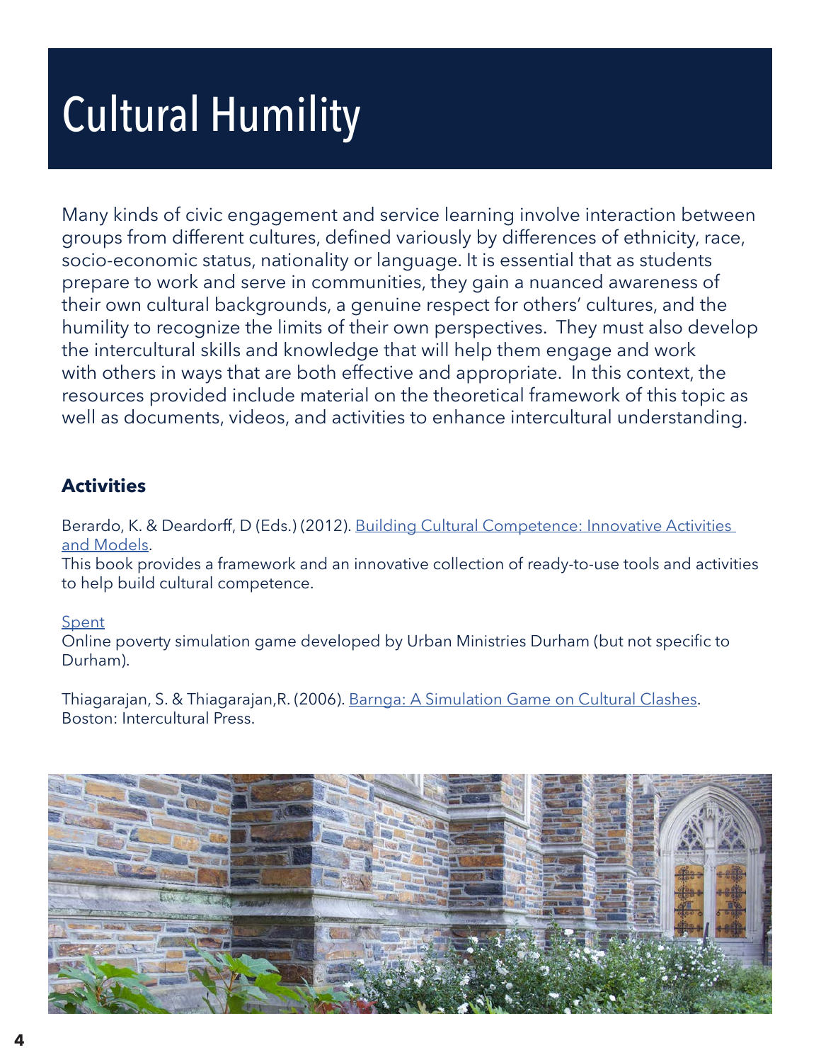# Cultural Humility

Many kinds of civic engagement and service learning involve interaction between groups from different cultures, defined variously by differences of ethnicity, race, socio-economic status, nationality or language. It is essential that as students prepare to work and serve in communities, they gain a nuanced awareness of their own cultural backgrounds, a genuine respect for others' cultures, and the humility to recognize the limits of their own perspectives. They must also develop the intercultural skills and knowledge that will help them engage and work with others in ways that are both effective and appropriate. In this context, the resources provided include material on the theoretical framework of this topic as well as documents, videos, and activities to enhance intercultural understanding.

### Activities

Berardo, K. & Deardorff, D (Eds.) (2012). Building Cultural Competence: Innovative Activities and Models.
This book provides a framework and an innovative collection of ready-to-use tools and activities to help build cultural competence.

Spent
Online poverty simulation game developed by Urban Ministries Durham (but not specific to Durham).

Thiagarajan, S. & Thiagarajan,R. (2006). Barnga: A Simulation Game on Cultural Clashes. Boston: Intercultural Press.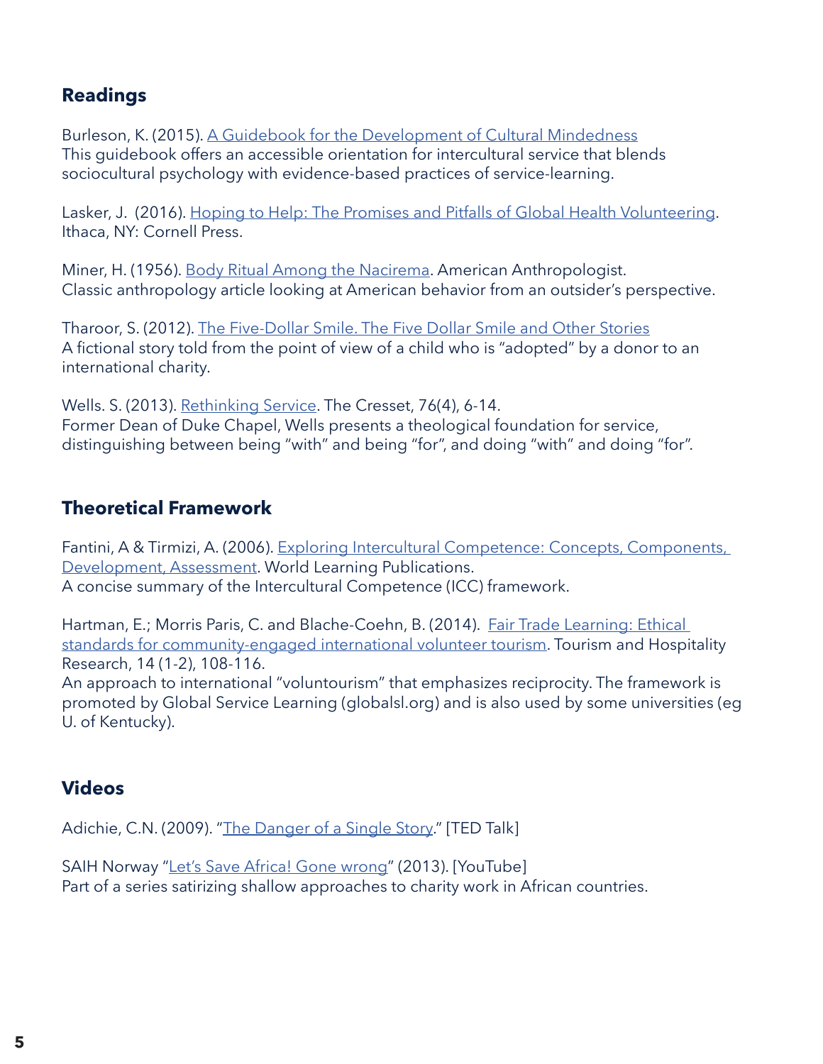## Readings

Burleson, K. (2015). A Guidebook for the Development of Cultural Mindedness
This guidebook offers an accessible orientation for intercultural service that blends sociocultural psychology with evidence-based practices of service-learning.

Lasker, J. (2016). Hoping to Help: The Promises and Pitfalls of Global Health Volunteering. Ithaca, NY: Cornell Press.

Miner, H. (1956). Body Ritual Among the Nacirema. American Anthropologist.
Classic anthropology article looking at American behavior from an outsider's perspective.

Tharoor, S. (2012). The Five-Dollar Smile. The Five Dollar Smile and Other Stories
A fictional story told from the point of view of a child who is "adopted" by a donor to an international charity.

Wells. S. (2013). Rethinking Service. The Cresset, 76(4), 6-14.
Former Dean of Duke Chapel, Wells presents a theological foundation for service, distinguishing between being "with" and being "for", and doing "with" and doing "for".

## Theoretical Framework

Fantini, A & Tirmizi, A. (2006). Exploring Intercultural Competence: Concepts, Components, Development, Assessment. World Learning Publications.
A concise summary of the Intercultural Competence (ICC) framework.

Hartman, E.; Morris Paris, C. and Blache-Coehn, B. (2014). Fair Trade Learning: Ethical standards for community-engaged international volunteer tourism. Tourism and Hospitality Research, 14 (1-2), 108-116.
An approach to international "voluntourism" that emphasizes reciprocity. The framework is promoted by Global Service Learning (globalsl.org) and is also used by some universities (eg U. of Kentucky).

## Videos

Adichie, C.N. (2009). "The Danger of a Single Story." [TED Talk]

SAIH Norway "Let's Save Africa! Gone wrong" (2013). [YouTube]
Part of a series satirizing shallow approaches to charity work in African countries.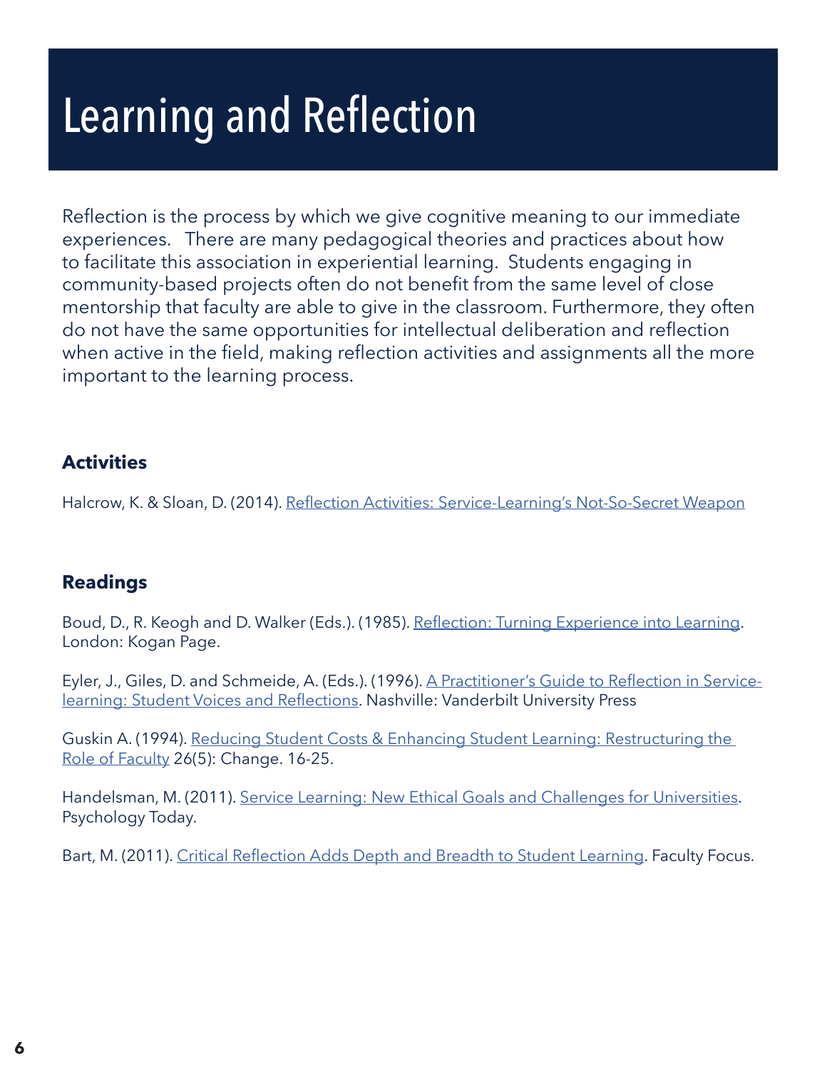# Learning and Reflection

Reflection is the process by which we give cognitive meaning to our immediate experiences. There are many pedagogical theories and practices about how to facilitate this association in experiential learning. Students engaging in community-based projects often do not benefit from the same level of close mentorship that faculty are able to give in the classroom. Furthermore, they often do not have the same opportunities for intellectual deliberation and reflection when active in the field, making reflection activities and assignments all the more important to the learning process.

### Activities

Halcrow, K. & Sloan, D. (2014). Reflection Activities: Service-Learning's Not-So-Secret Weapon

### Readings

Boud, D., R. Keogh and D. Walker (Eds.). (1985). Reflection: Turning Experience into Learning. London: Kogan Page.

Eyler, J., Giles, D. and Schmeide, A. (Eds.). (1996). A Practitioner's Guide to Reflection in Service-learning: Student Voices and Reflections. Nashville: Vanderbilt University Press

Guskin A. (1994). Reducing Student Costs & Enhancing Student Learning: Restructuring the Role of Faculty 26(5): Change. 16-25.

Handelsman, M. (2011). Service Learning: New Ethical Goals and Challenges for Universities. Psychology Today.

Bart, M. (2011). Critical Reflection Adds Depth and Breadth to Student Learning. Faculty Focus.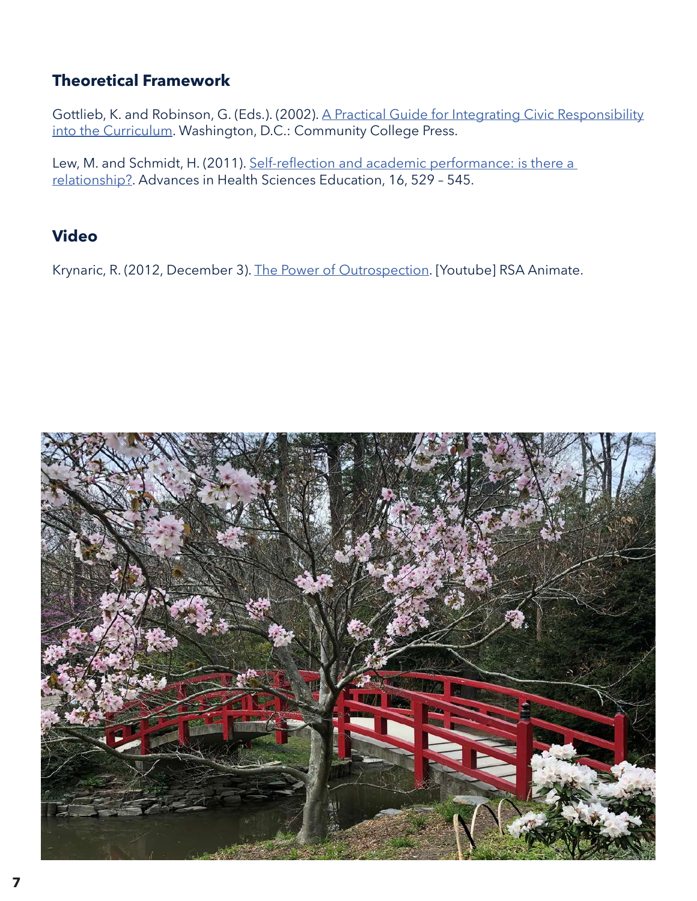### Theoretical Framework

Gottlieb, K. and Robinson, G. (Eds.). (2002). A Practical Guide for Integrating Civic Responsibility into the Curriculum. Washington, D.C.: Community College Press.

Lew, M. and Schmidt, H. (2011). Self-reflection and academic performance: is there a relationship?. Advances in Health Sciences Education, 16, 529 – 545.

### Video

Krynaric, R. (2012, December 3). The Power of Outrospection. [Youtube] RSA Animate.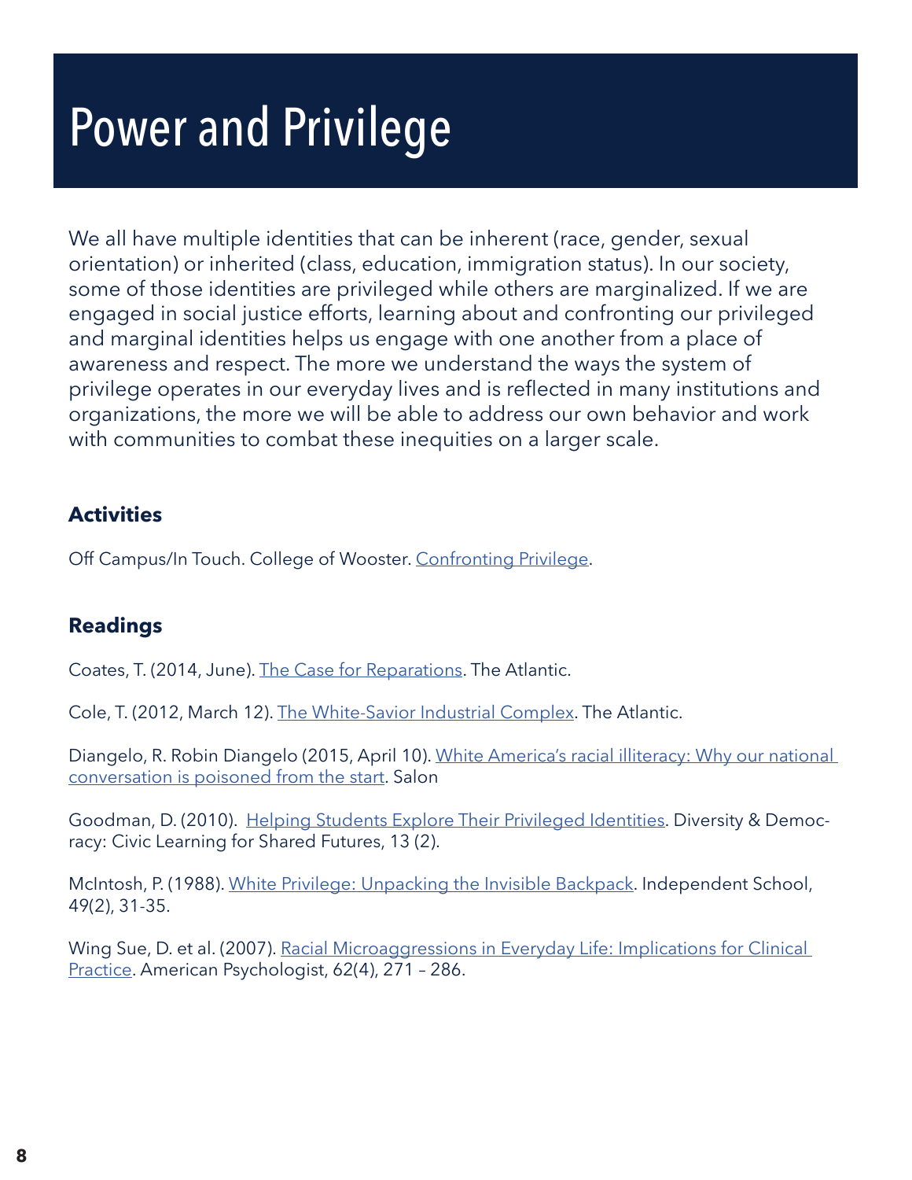# Power and Privilege

We all have multiple identities that can be inherent (race, gender, sexual orientation) or inherited (class, education, immigration status). In our society, some of those identities are privileged while others are marginalized. If we are engaged in social justice efforts, learning about and confronting our privileged and marginal identities helps us engage with one another from a place of awareness and respect. The more we understand the ways the system of privilege operates in our everyday lives and is reflected in many institutions and organizations, the more we will be able to address our own behavior and work with communities to combat these inequities on a larger scale.

### Activities

Off Campus/In Touch. College of Wooster. Confronting Privilege.

### Readings

Coates, T. (2014, June). The Case for Reparations. The Atlantic.

Cole, T. (2012, March 12). The White-Savior Industrial Complex. The Atlantic.

Diangelo, R. Robin Diangelo (2015, April 10). White America's racial illiteracy: Why our national conversation is poisoned from the start. Salon

Goodman, D. (2010). Helping Students Explore Their Privileged Identities. Diversity & Democracy: Civic Learning for Shared Futures, 13 (2).

McIntosh, P. (1988). White Privilege: Unpacking the Invisible Backpack. Independent School, 49(2), 31-35.

Wing Sue, D. et al. (2007). Racial Microaggressions in Everyday Life: Implications for Clinical Practice. American Psychologist, 62(4), 271 – 286.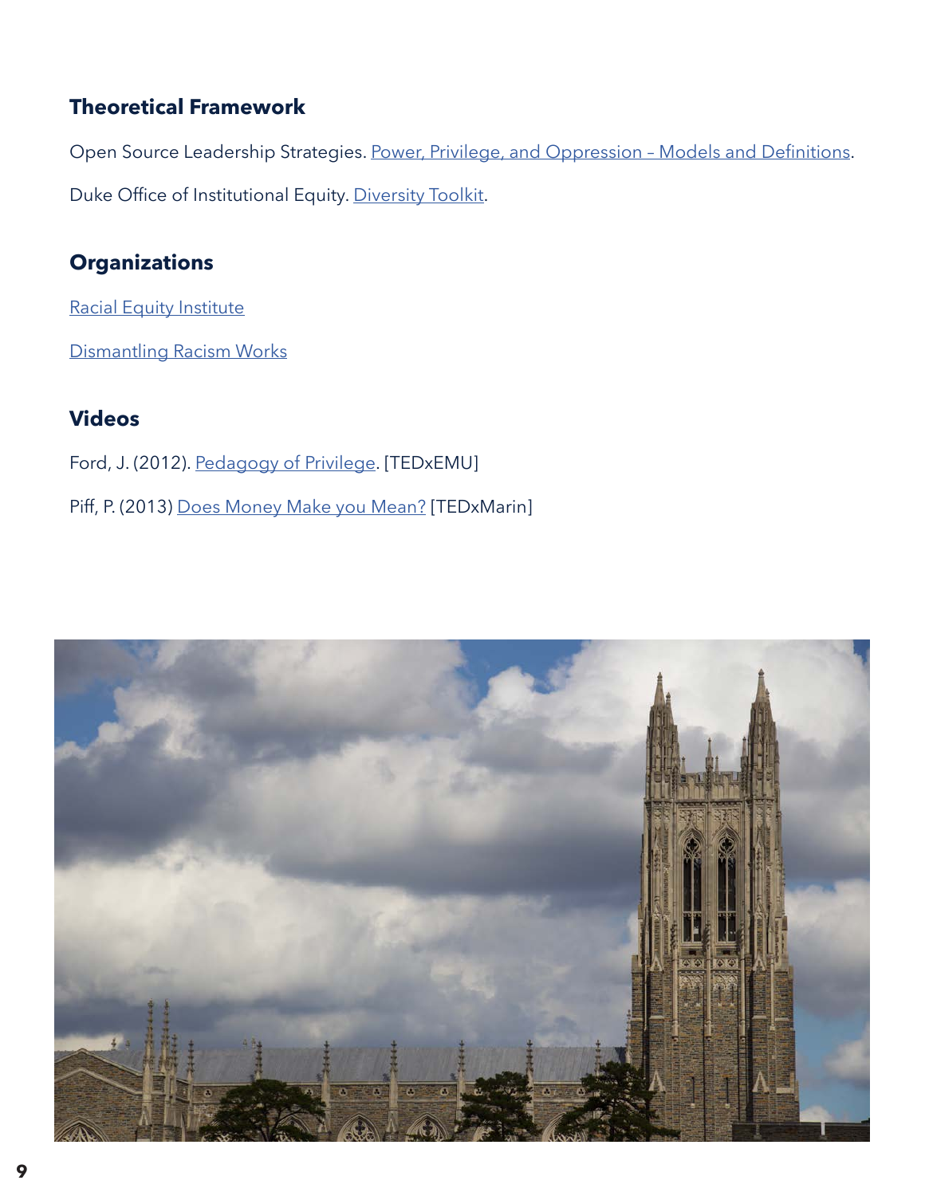### Theoretical Framework

Open Source Leadership Strategies. Power, Privilege, and Oppression – Models and Definitions.

Duke Office of Institutional Equity. Diversity Toolkit.

### Organizations

Racial Equity Institute

Dismantling Racism Works

### Videos

Ford, J. (2012). Pedagogy of Privilege. [TEDxEMU]

Piff, P. (2013) Does Money Make you Mean? [TEDxMarin]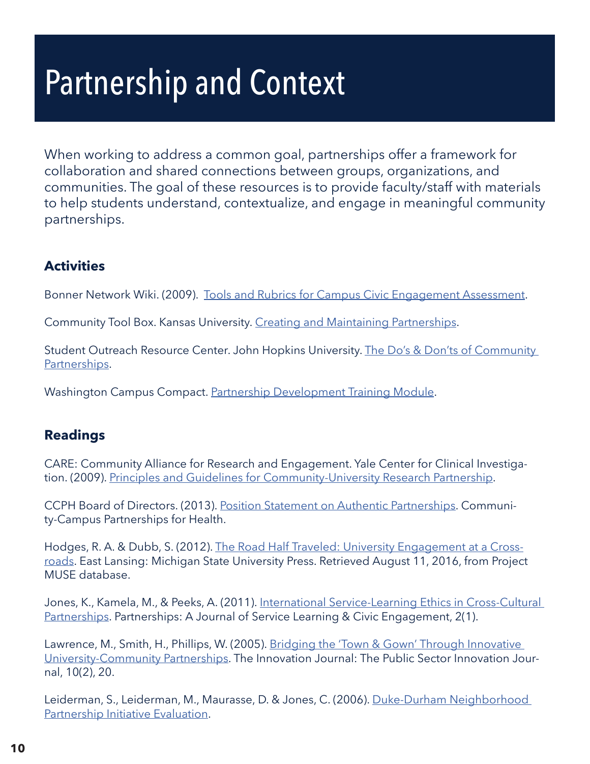# Partnership and Context

When working to address a common goal, partnerships offer a framework for collaboration and shared connections between groups, organizations, and communities. The goal of these resources is to provide faculty/staff with materials to help students understand, contextualize, and engage in meaningful community partnerships.

## Activities

Bonner Network Wiki. (2009). Tools and Rubrics for Campus Civic Engagement Assessment.

Community Tool Box. Kansas University. Creating and Maintaining Partnerships.

Student Outreach Resource Center. John Hopkins University. The Do's & Don'ts of Community Partnerships.

Washington Campus Compact. Partnership Development Training Module.

## Readings

CARE: Community Alliance for Research and Engagement. Yale Center for Clinical Investigation. (2009). Principles and Guidelines for Community-University Research Partnership.

CCPH Board of Directors. (2013). Position Statement on Authentic Partnerships. Community-Campus Partnerships for Health.

Hodges, R. A. & Dubb, S. (2012). The Road Half Traveled: University Engagement at a Crossroads. East Lansing: Michigan State University Press. Retrieved August 11, 2016, from Project MUSE database.

Jones, K., Kamela, M., & Peeks, A. (2011). International Service-Learning Ethics in Cross-Cultural Partnerships. Partnerships: A Journal of Service Learning & Civic Engagement, 2(1).

Lawrence, M., Smith, H., Phillips, W. (2005). Bridging the 'Town & Gown' Through Innovative University-Community Partnerships. The Innovation Journal: The Public Sector Innovation Journal, 10(2), 20.

Leiderman, S., Leiderman, M., Maurasse, D. & Jones, C. (2006). Duke-Durham Neighborhood Partnership Initiative Evaluation.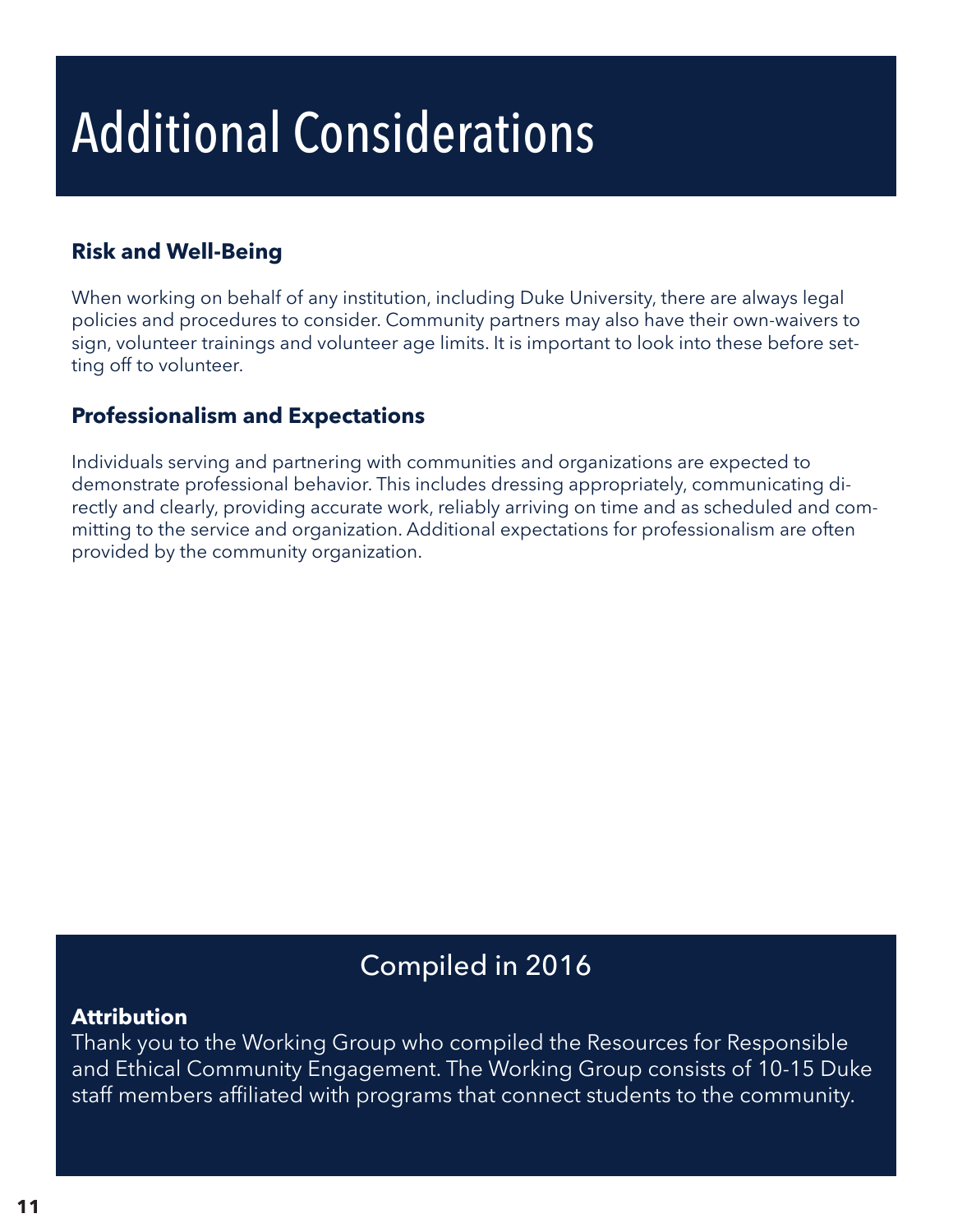# Additional Considerations

## Risk and Well-Being

When working on behalf of any institution, including Duke University, there are always legal policies and procedures to consider. Community partners may also have their own-waivers to sign, volunteer trainings and volunteer age limits. It is important to look into these before setting off to volunteer.

## Professionalism and Expectations

Individuals serving and partnering with communities and organizations are expected to demonstrate professional behavior. This includes dressing appropriately, communicating directly and clearly, providing accurate work, reliably arriving on time and as scheduled and committing to the service and organization. Additional expectations for professionalism are often provided by the community organization.

## Compiled in 2016

**Attribution**

Thank you to the Working Group who compiled the Resources for Responsible and Ethical Community Engagement. The Working Group consists of 10-15 Duke staff members affiliated with programs that connect students to the community.